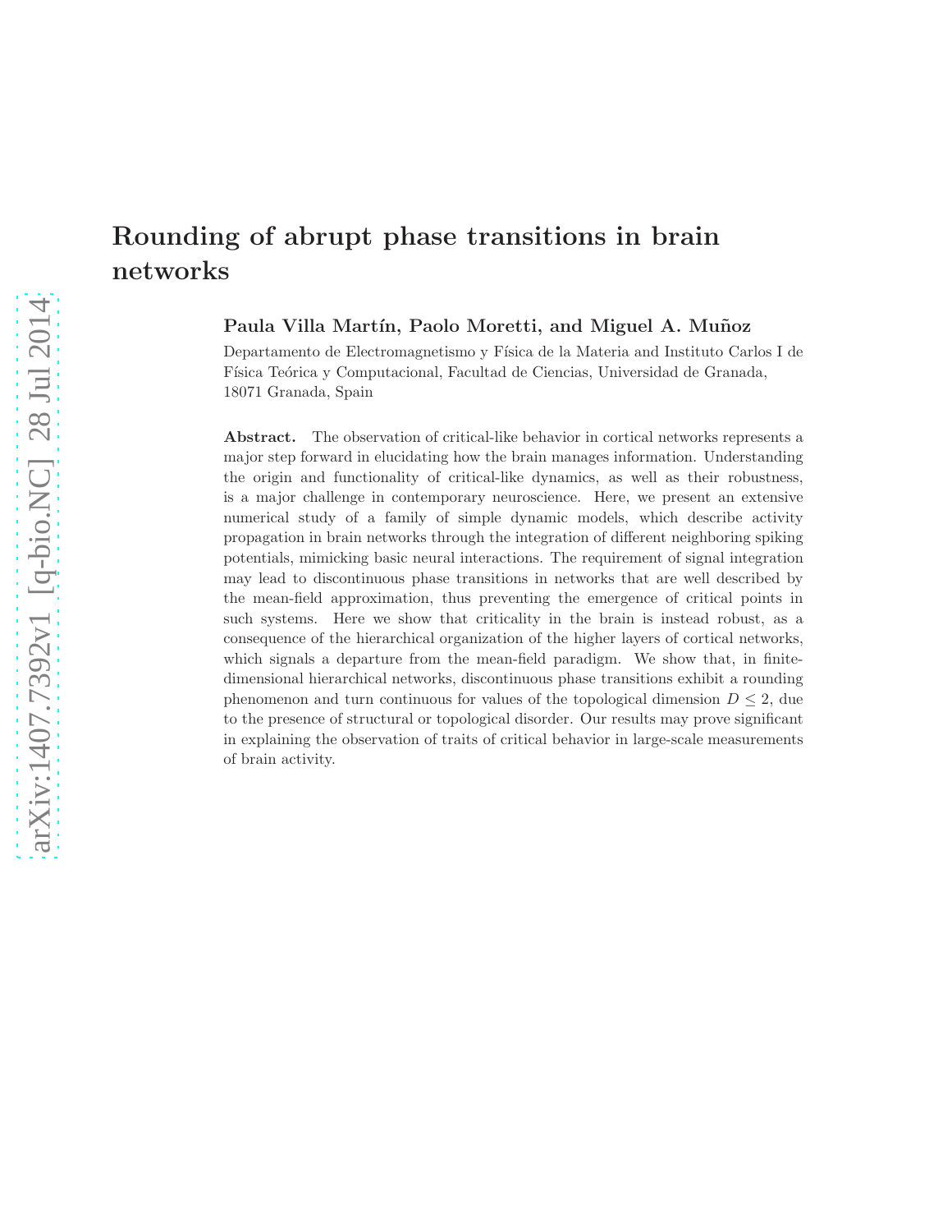# Rounding of abrupt phase transitions in brain networks

**Paula Villa Martín, Paolo Moretti, and Miguel A. Muñoz**

Departamento de Electromagnetismo y Física de la Materia and Instituto Carlos I de Física Teórica y Computacional, Facultad de Ciencias, Universidad de Granada, 18071 Granada, Spain

**Abstract.** The observation of critical-like behavior in cortical networks represents a major step forward in elucidating how the brain manages information. Understanding the origin and functionality of critical-like dynamics, as well as their robustness, is a major challenge in contemporary neuroscience. Here, we present an extensive numerical study of a family of simple dynamic models, which describe activity propagation in brain networks through the integration of different neighboring spiking potentials, mimicking basic neural interactions. The requirement of signal integration may lead to discontinuous phase transitions in networks that are well described by the mean-field approximation, thus preventing the emergence of critical points in such systems. Here we show that criticality in the brain is instead robust, as a consequence of the hierarchical organization of the higher layers of cortical networks, which signals a departure from the mean-field paradigm. We show that, in finite-dimensional hierarchical networks, discontinuous phase transitions exhibit a rounding phenomenon and turn continuous for values of the topological dimension $D \leq 2$, due to the presence of structural or topological disorder. Our results may prove significant in explaining the observation of traits of critical behavior in large-scale measurements of brain activity.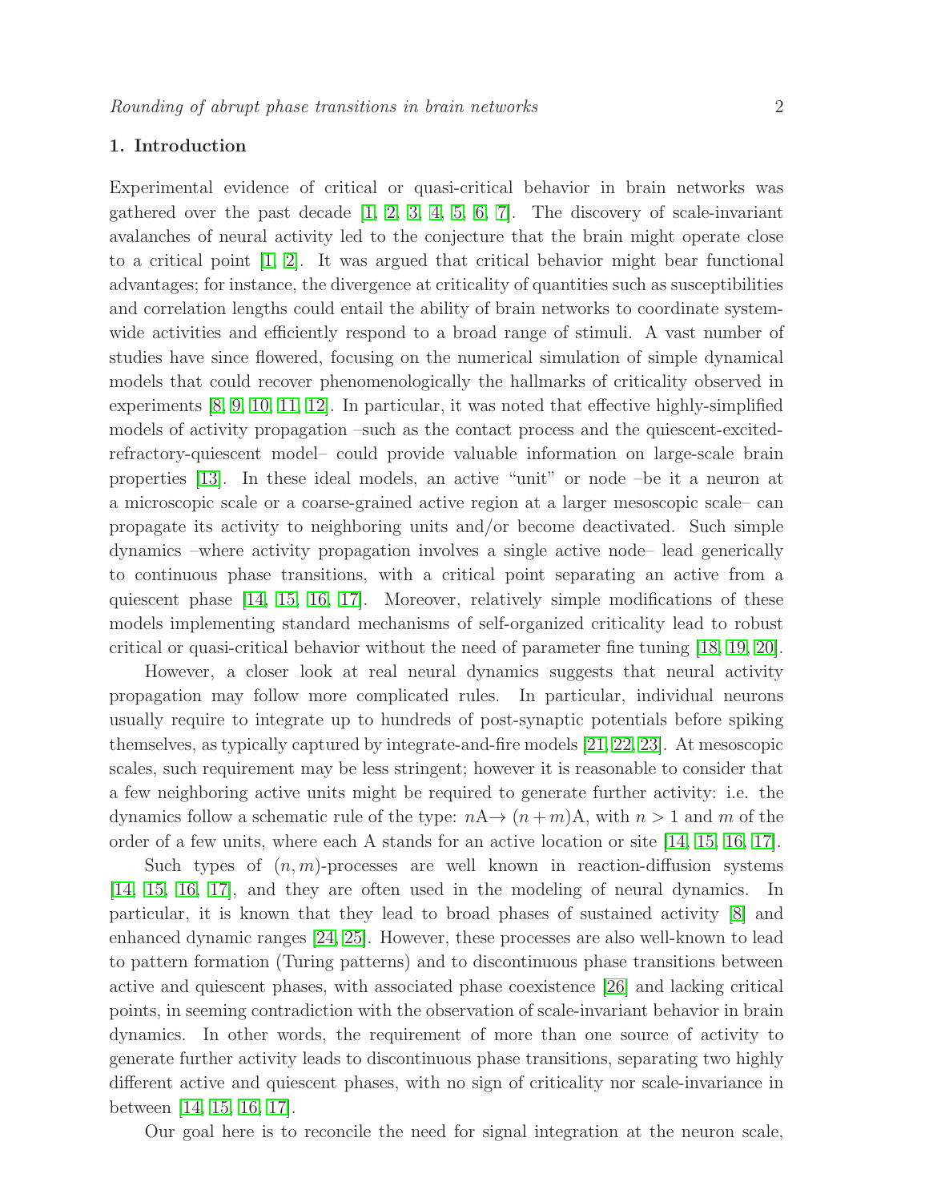## 1. Introduction

Experimental evidence of critical or quasi-critical behavior in brain networks was gathered over the past decade [1, 2, 3, 4, 5, 6, 7]. The discovery of scale-invariant avalanches of neural activity led to the conjecture that the brain might operate close to a critical point [1, 2]. It was argued that critical behavior might bear functional advantages; for instance, the divergence at criticality of quantities such as susceptibilities and correlation lengths could entail the ability of brain networks to coordinate system-wide activities and efficiently respond to a broad range of stimuli. A vast number of studies have since flowered, focusing on the numerical simulation of simple dynamical models that could recover phenomenologically the hallmarks of criticality observed in experiments [8, 9, 10, 11, 12]. In particular, it was noted that effective highly-simplified models of activity propagation –such as the contact process and the quiescent-excited-refractory-quiescent model– could provide valuable information on large-scale brain properties [13]. In these ideal models, an active "unit" or node –be it a neuron at a microscopic scale or a coarse-grained active region at a larger mesoscopic scale– can propagate its activity to neighboring units and/or become deactivated. Such simple dynamics –where activity propagation involves a single active node– lead generically to continuous phase transitions, with a critical point separating an active from a quiescent phase [14, 15, 16, 17]. Moreover, relatively simple modifications of these models implementing standard mechanisms of self-organized criticality lead to robust critical or quasi-critical behavior without the need of parameter fine tuning [18, 19, 20].

However, a closer look at real neural dynamics suggests that neural activity propagation may follow more complicated rules. In particular, individual neurons usually require to integrate up to hundreds of post-synaptic potentials before spiking themselves, as typically captured by integrate-and-fire models [21, 22, 23]. At mesoscopic scales, such requirement may be less stringent; however it is reasonable to consider that a few neighboring active units might be required to generate further activity: i.e. the dynamics follow a schematic rule of the type: $n\text{A} \rightarrow (n+m)\text{A}$, with $n > 1$ and $m$ of the order of a few units, where each A stands for an active location or site [14, 15, 16, 17].

Such types of $(n, m)$-processes are well known in reaction-diffusion systems [14, 15, 16, 17], and they are often used in the modeling of neural dynamics. In particular, it is known that they lead to broad phases of sustained activity [8] and enhanced dynamic ranges [24, 25]. However, these processes are also well-known to lead to pattern formation (Turing patterns) and to discontinuous phase transitions between active and quiescent phases, with associated phase coexistence [26] and lacking critical points, in seeming contradiction with the observation of scale-invariant behavior in brain dynamics. In other words, the requirement of more than one source of activity to generate further activity leads to discontinuous phase transitions, separating two highly different active and quiescent phases, with no sign of criticality nor scale-invariance in between [14, 15, 16, 17].

Our goal here is to reconcile the need for signal integration at the neuron scale,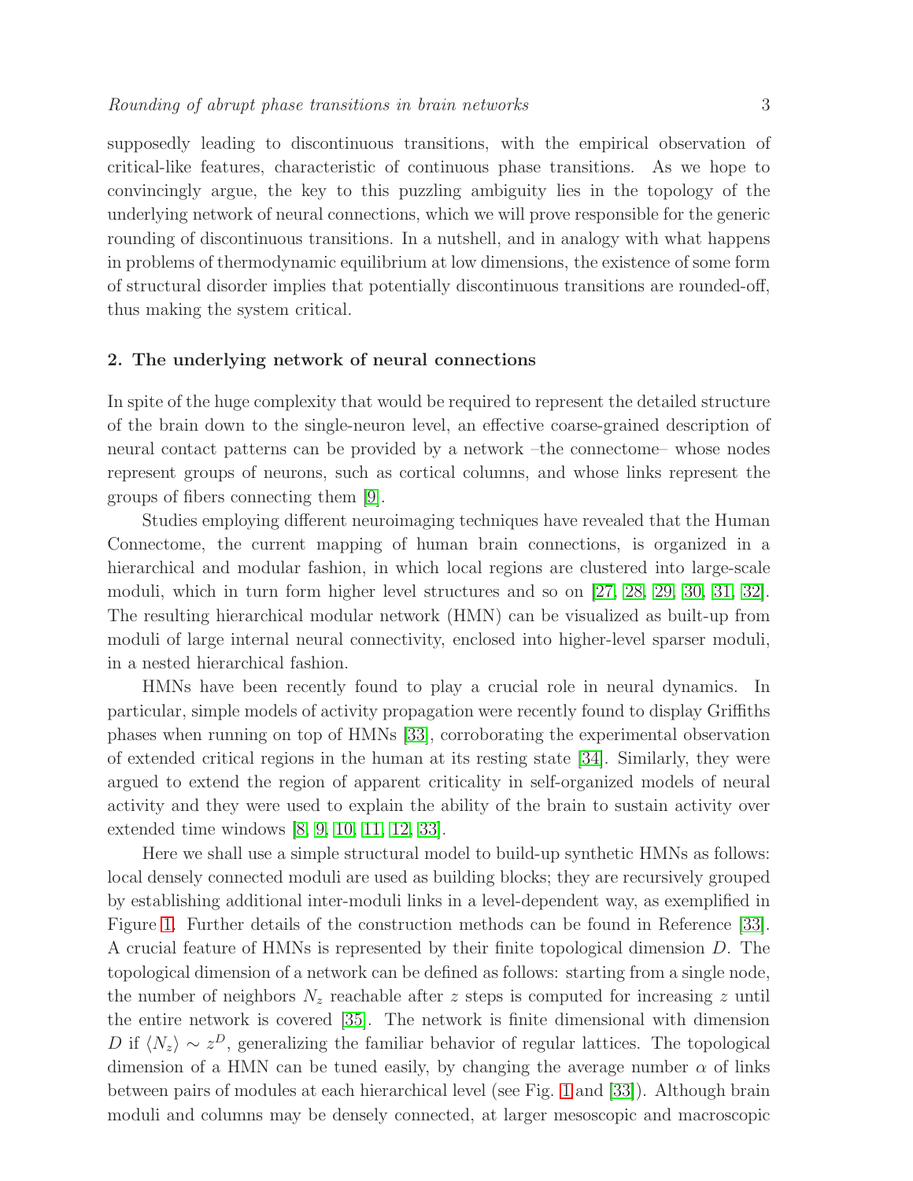supposedly leading to discontinuous transitions, with the empirical observation of critical-like features, characteristic of continuous phase transitions. As we hope to convincingly argue, the key to this puzzling ambiguity lies in the topology of the underlying network of neural connections, which we will prove responsible for the generic rounding of discontinuous transitions. In a nutshell, and in analogy with what happens in problems of thermodynamic equilibrium at low dimensions, the existence of some form of structural disorder implies that potentially discontinuous transitions are rounded-off, thus making the system critical.

## 2. The underlying network of neural connections

In spite of the huge complexity that would be required to represent the detailed structure of the brain down to the single-neuron level, an effective coarse-grained description of neural contact patterns can be provided by a network –the connectome– whose nodes represent groups of neurons, such as cortical columns, and whose links represent the groups of fibers connecting them [9].

Studies employing different neuroimaging techniques have revealed that the Human Connectome, the current mapping of human brain connections, is organized in a hierarchical and modular fashion, in which local regions are clustered into large-scale moduli, which in turn form higher level structures and so on [27, 28, 29, 30, 31, 32]. The resulting hierarchical modular network (HMN) can be visualized as built-up from moduli of large internal neural connectivity, enclosed into higher-level sparser moduli, in a nested hierarchical fashion.

HMNs have been recently found to play a crucial role in neural dynamics. In particular, simple models of activity propagation were recently found to display Griffiths phases when running on top of HMNs [33], corroborating the experimental observation of extended critical regions in the human at its resting state [34]. Similarly, they were argued to extend the region of apparent criticality in self-organized models of neural activity and they were used to explain the ability of the brain to sustain activity over extended time windows [8, 9, 10, 11, 12, 33].

Here we shall use a simple structural model to build-up synthetic HMNs as follows: local densely connected moduli are used as building blocks; they are recursively grouped by establishing additional inter-moduli links in a level-dependent way, as exemplified in Figure 1. Further details of the construction methods can be found in Reference [33]. A crucial feature of HMNs is represented by their finite topological dimension $D$. The topological dimension of a network can be defined as follows: starting from a single node, the number of neighbors $N_z$ reachable after $z$ steps is computed for increasing $z$ until the entire network is covered [35]. The network is finite dimensional with dimension $D$ if $\langle N_z \rangle \sim z^D$, generalizing the familiar behavior of regular lattices. The topological dimension of a HMN can be tuned easily, by changing the average number $\alpha$ of links between pairs of modules at each hierarchical level (see Fig. 1 and [33]). Although brain moduli and columns may be densely connected, at larger mesoscopic and macroscopic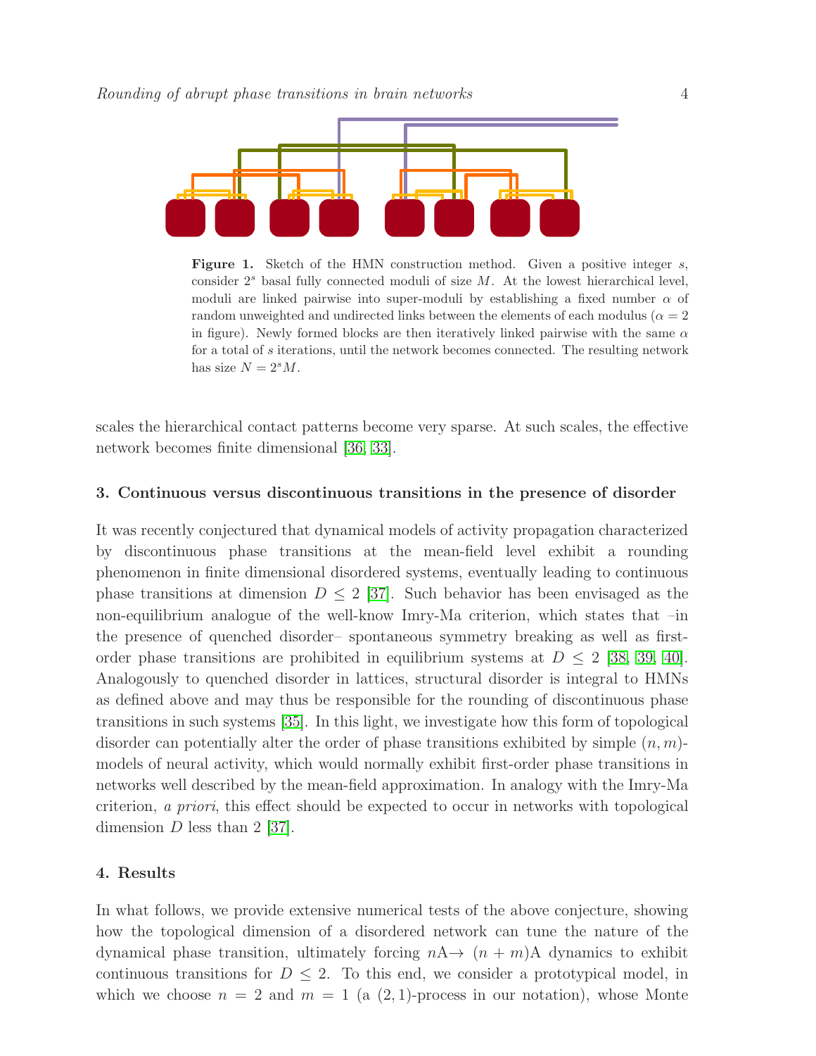**Figure 1.** Sketch of the HMN construction method. Given a positive integer $s$, consider $2^s$ basal fully connected moduli of size $M$. At the lowest hierarchical level, moduli are linked pairwise into super-moduli by establishing a fixed number $\alpha$ of random unweighted and undirected links between the elements of each modulus ($\alpha = 2$ in figure). Newly formed blocks are then iteratively linked pairwise with the same $\alpha$ for a total of $s$ iterations, until the network becomes connected. The resulting network has size $N = 2^s M$.

scales the hierarchical contact patterns become very sparse. At such scales, the effective network becomes finite dimensional [36, 33].

## 3. Continuous versus discontinuous transitions in the presence of disorder

It was recently conjectured that dynamical models of activity propagation characterized by discontinuous phase transitions at the mean-field level exhibit a rounding phenomenon in finite dimensional disordered systems, eventually leading to continuous phase transitions at dimension $D \leq 2$ [37]. Such behavior has been envisaged as the non-equilibrium analogue of the well-know Imry-Ma criterion, which states that –in the presence of quenched disorder– spontaneous symmetry breaking as well as first-order phase transitions are prohibited in equilibrium systems at $D \leq 2$ [38, 39, 40]. Analogously to quenched disorder in lattices, structural disorder is integral to HMNs as defined above and may thus be responsible for the rounding of discontinuous phase transitions in such systems [35]. In this light, we investigate how this form of topological disorder can potentially alter the order of phase transitions exhibited by simple $(n, m)$-models of neural activity, which would normally exhibit first-order phase transitions in networks well described by the mean-field approximation. In analogy with the Imry-Ma criterion, *a priori*, this effect should be expected to occur in networks with topological dimension $D$ less than 2 [37].

## 4. Results

In what follows, we provide extensive numerical tests of the above conjecture, showing how the topological dimension of a disordered network can tune the nature of the dynamical phase transition, ultimately forcing $n\mathrm{A} \rightarrow (n + m)\mathrm{A}$ dynamics to exhibit continuous transitions for $D \leq 2$. To this end, we consider a prototypical model, in which we choose $n = 2$ and $m = 1$ (a $(2, 1)$-process in our notation), whose Monte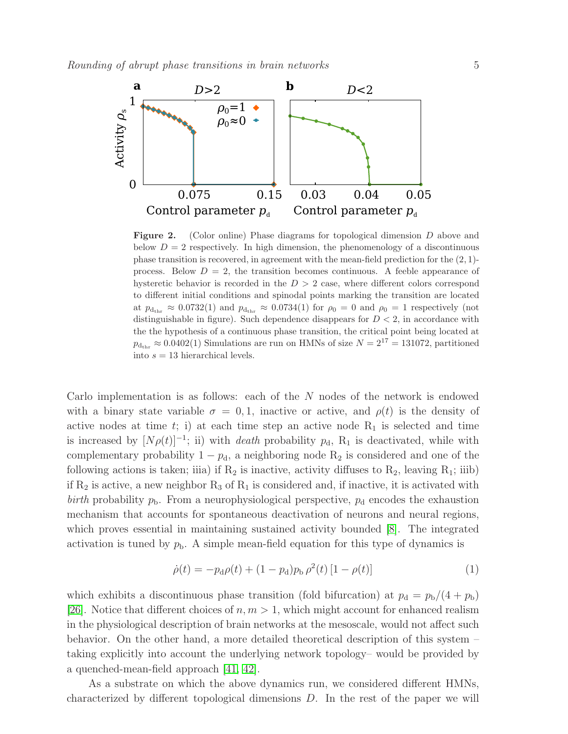**Figure 2.** (Color online) Phase diagrams for topological dimension $D$ above and below $D = 2$ respectively. In high dimension, the phenomenology of a discontinuous phase transition is recovered, in agreement with the mean-field prediction for the $(2, 1)$-process. Below $D = 2$, the transition becomes continuous. A feeble appearance of hysteretic behavior is recorded in the $D > 2$ case, where different colors correspond to different initial conditions and spinodal points marking the transition are located at $p_{\mathrm{d_{thr}}} \approx 0.0732(1)$ and $p_{\mathrm{d_{thr}}} \approx 0.0734(1)$ for $\rho_0 = 0$ and $\rho_0 = 1$ respectively (not distinguishable in figure). Such dependence disappears for $D < 2$, in accordance with the the hypothesis of a continuous phase transition, the critical point being located at $p_{\mathrm{d_{thr}}} \approx 0.0402(1)$ Simulations are run on HMNs of size $N = 2^{17} = 131072$, partitioned into $s = 13$ hierarchical levels.

Carlo implementation is as follows: each of the $N$ nodes of the network is endowed with a binary state variable $\sigma = 0, 1$, inactive or active, and $\rho(t)$ is the density of active nodes at time $t$; i) at each time step an active node $\mathrm{R}_1$ is selected and time is increased by $[N\rho(t)]^{-1}$; ii) with *death* probability $p_{\mathrm{d}}$, $\mathrm{R}_1$ is deactivated, while with complementary probability $1 - p_{\mathrm{d}}$, a neighboring node $\mathrm{R}_2$ is considered and one of the following actions is taken; iiia) if $\mathrm{R}_2$ is inactive, activity diffuses to $\mathrm{R}_2$, leaving $\mathrm{R}_1$; iiib) if $\mathrm{R}_2$ is active, a new neighbor $\mathrm{R}_3$ of $\mathrm{R}_1$ is considered and, if inactive, it is activated with *birth* probability $p_{\mathrm{b}}$. From a neurophysiological perspective, $p_{\mathrm{d}}$ encodes the exhaustion mechanism that accounts for spontaneous deactivation of neurons and neural regions, which proves essential in maintaining sustained activity bounded [8]. The integrated activation is tuned by $p_{\mathrm{b}}$. A simple mean-field equation for this type of dynamics is

$$\dot{\rho}(t) = -p_{\mathrm{d}}\rho(t) + (1 - p_{\mathrm{d}})p_{\mathrm{b}}\,\rho^2(t)\,[1 - \rho(t)] \tag{1}$$

which exhibits a discontinuous phase transition (fold bifurcation) at $p_{\mathrm{d}} = p_{\mathrm{b}}/(4 + p_{\mathrm{b}})$ [26]. Notice that different choices of $n, m > 1$, which might account for enhanced realism in the physiological description of brain networks at the mesoscale, would not affect such behavior. On the other hand, a more detailed theoretical description of this system – taking explicitly into account the underlying network topology– would be provided by a quenched-mean-field approach [41, 42].

As a substrate on which the above dynamics run, we considered different HMNs, characterized by different topological dimensions $D$. In the rest of the paper we will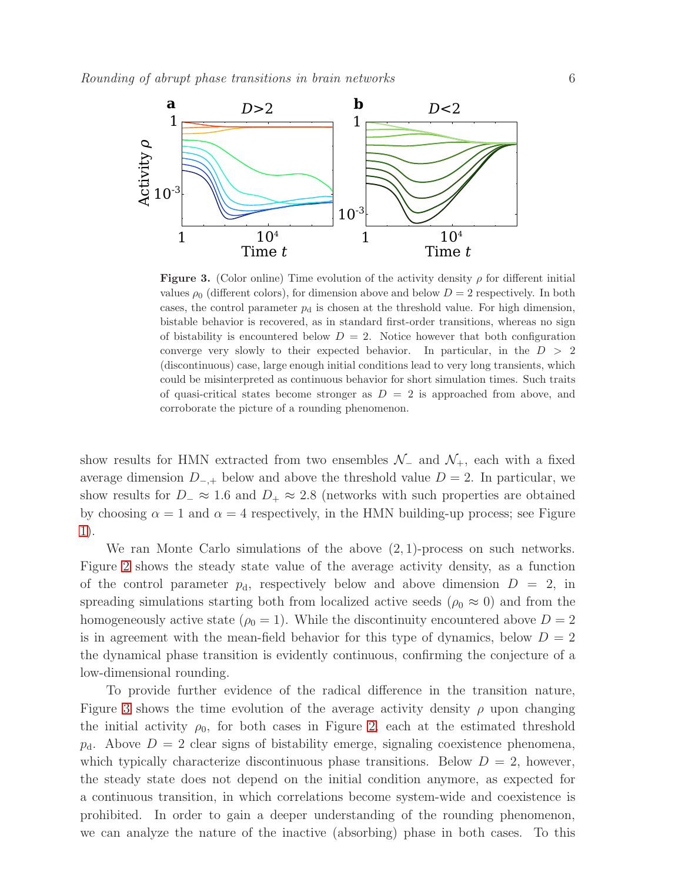**Figure 3.** (Color online) Time evolution of the activity density $\rho$ for different initial values $\rho_0$ (different colors), for dimension above and below $D = 2$ respectively. In both cases, the control parameter $p_{\rm d}$ is chosen at the threshold value. For high dimension, bistable behavior is recovered, as in standard first-order transitions, whereas no sign of bistability is encountered below $D = 2$. Notice however that both configuration converge very slowly to their expected behavior. In particular, in the $D > 2$ (discontinuous) case, large enough initial conditions lead to very long transients, which could be misinterpreted as continuous behavior for short simulation times. Such traits of quasi-critical states become stronger as $D = 2$ is approached from above, and corroborate the picture of a rounding phenomenon.

show results for HMN extracted from two ensembles $\mathcal{N}_-$ and $\mathcal{N}_+$, each with a fixed average dimension $D_{-,+}$ below and above the threshold value $D = 2$. In particular, we show results for $D_- \approx 1.6$ and $D_+ \approx 2.8$ (networks with such properties are obtained by choosing $\alpha = 1$ and $\alpha = 4$ respectively, in the HMN building-up process; see Figure 1).

We ran Monte Carlo simulations of the above $(2, 1)$-process on such networks. Figure 2 shows the steady state value of the average activity density, as a function of the control parameter $p_{\rm d}$, respectively below and above dimension $D = 2$, in spreading simulations starting both from localized active seeds ($\rho_0 \approx 0$) and from the homogeneously active state ($\rho_0 = 1$). While the discontinuity encountered above $D = 2$ is in agreement with the mean-field behavior for this type of dynamics, below $D = 2$ the dynamical phase transition is evidently continuous, confirming the conjecture of a low-dimensional rounding.

To provide further evidence of the radical difference in the transition nature, Figure 3 shows the time evolution of the average activity density $\rho$ upon changing the initial activity $\rho_0$, for both cases in Figure 2, each at the estimated threshold $p_{\rm d}$. Above $D = 2$ clear signs of bistability emerge, signaling coexistence phenomena, which typically characterize discontinuous phase transitions. Below $D = 2$, however, the steady state does not depend on the initial condition anymore, as expected for a continuous transition, in which correlations become system-wide and coexistence is prohibited. In order to gain a deeper understanding of the rounding phenomenon, we can analyze the nature of the inactive (absorbing) phase in both cases. To this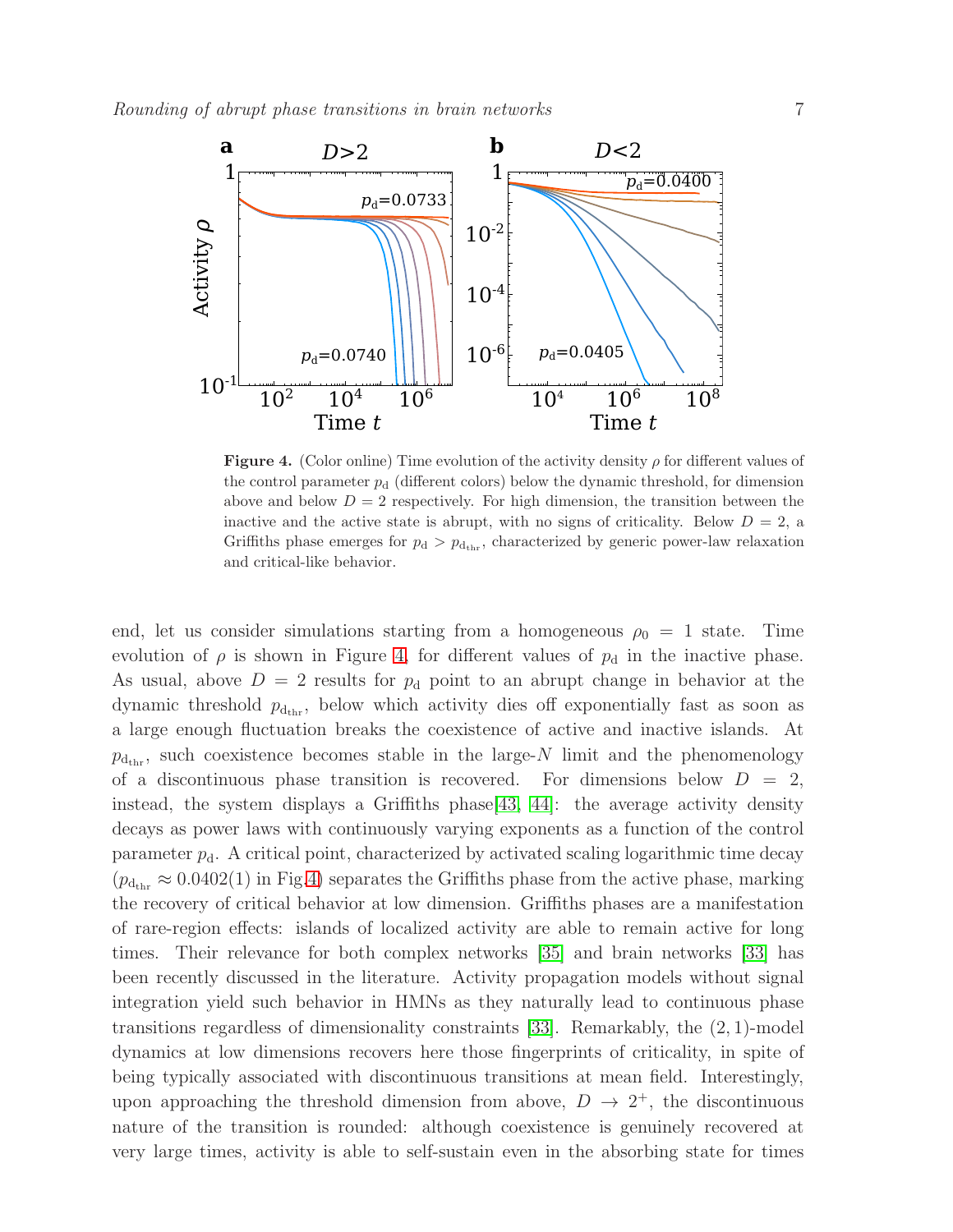**Figure 4.** (Color online) Time evolution of the activity density $\rho$ for different values of the control parameter $p_{\rm d}$ (different colors) below the dynamic threshold, for dimension above and below $D = 2$ respectively. For high dimension, the transition between the inactive and the active state is abrupt, with no signs of criticality. Below $D = 2$, a Griffiths phase emerges for $p_{\rm d} > p_{\rm d_{thr}}$, characterized by generic power-law relaxation and critical-like behavior.

end, let us consider simulations starting from a homogeneous $\rho_0 = 1$ state. Time evolution of $\rho$ is shown in Figure 4, for different values of $p_{\rm d}$ in the inactive phase. As usual, above $D = 2$ results for $p_{\rm d}$ point to an abrupt change in behavior at the dynamic threshold $p_{\rm d_{thr}}$, below which activity dies off exponentially fast as soon as a large enough fluctuation breaks the coexistence of active and inactive islands. At $p_{\rm d_{thr}}$, such coexistence becomes stable in the large-$N$ limit and the phenomenology of a discontinuous phase transition is recovered. For dimensions below $D = 2$, instead, the system displays a Griffiths phase[43, 44]: the average activity density decays as power laws with continuously varying exponents as a function of the control parameter $p_{\rm d}$. A critical point, characterized by activated scaling logarithmic time decay ($p_{\rm d_{thr}} \approx 0.0402(1)$ in Fig.4) separates the Griffiths phase from the active phase, marking the recovery of critical behavior at low dimension. Griffiths phases are a manifestation of rare-region effects: islands of localized activity are able to remain active for long times. Their relevance for both complex networks [35] and brain networks [33] has been recently discussed in the literature. Activity propagation models without signal integration yield such behavior in HMNs as they naturally lead to continuous phase transitions regardless of dimensionality constraints [33]. Remarkably, the $(2, 1)$-model dynamics at low dimensions recovers here those fingerprints of criticality, in spite of being typically associated with discontinuous transitions at mean field. Interestingly, upon approaching the threshold dimension from above, $D \to 2^+$, the discontinuous nature of the transition is rounded: although coexistence is genuinely recovered at very large times, activity is able to self-sustain even in the absorbing state for times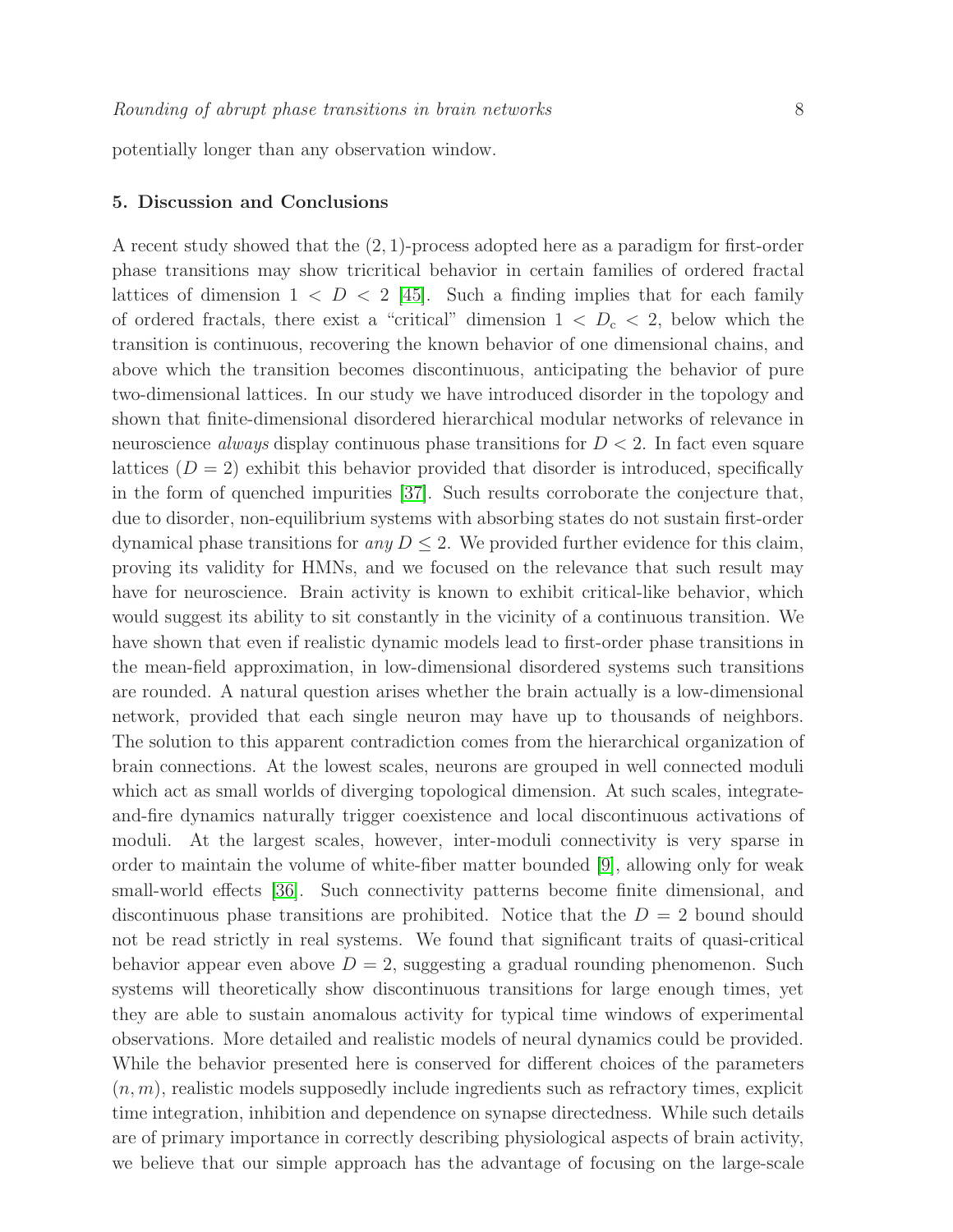potentially longer than any observation window.

## 5. Discussion and Conclusions

A recent study showed that the $(2,1)$-process adopted here as a paradigm for first-order phase transitions may show tricritical behavior in certain families of ordered fractal lattices of dimension $1 < D < 2$ [45]. Such a finding implies that for each family of ordered fractals, there exist a "critical" dimension $1 < D_{\mathrm{c}} < 2$, below which the transition is continuous, recovering the known behavior of one dimensional chains, and above which the transition becomes discontinuous, anticipating the behavior of pure two-dimensional lattices. In our study we have introduced disorder in the topology and shown that finite-dimensional disordered hierarchical modular networks of relevance in neuroscience *always* display continuous phase transitions for $D < 2$. In fact even square lattices ($D = 2$) exhibit this behavior provided that disorder is introduced, specifically in the form of quenched impurities [37]. Such results corroborate the conjecture that, due to disorder, non-equilibrium systems with absorbing states do not sustain first-order dynamical phase transitions for *any* $D \leq 2$. We provided further evidence for this claim, proving its validity for HMNs, and we focused on the relevance that such result may have for neuroscience. Brain activity is known to exhibit critical-like behavior, which would suggest its ability to sit constantly in the vicinity of a continuous transition. We have shown that even if realistic dynamic models lead to first-order phase transitions in the mean-field approximation, in low-dimensional disordered systems such transitions are rounded. A natural question arises whether the brain actually is a low-dimensional network, provided that each single neuron may have up to thousands of neighbors. The solution to this apparent contradiction comes from the hierarchical organization of brain connections. At the lowest scales, neurons are grouped in well connected moduli which act as small worlds of diverging topological dimension. At such scales, integrate-and-fire dynamics naturally trigger coexistence and local discontinuous activations of moduli. At the largest scales, however, inter-moduli connectivity is very sparse in order to maintain the volume of white-fiber matter bounded [9], allowing only for weak small-world effects [36]. Such connectivity patterns become finite dimensional, and discontinuous phase transitions are prohibited. Notice that the $D = 2$ bound should not be read strictly in real systems. We found that significant traits of quasi-critical behavior appear even above $D = 2$, suggesting a gradual rounding phenomenon. Such systems will theoretically show discontinuous transitions for large enough times, yet they are able to sustain anomalous activity for typical time windows of experimental observations. More detailed and realistic models of neural dynamics could be provided. While the behavior presented here is conserved for different choices of the parameters $(n, m)$, realistic models supposedly include ingredients such as refractory times, explicit time integration, inhibition and dependence on synapse directedness. While such details are of primary importance in correctly describing physiological aspects of brain activity, we believe that our simple approach has the advantage of focusing on the large-scale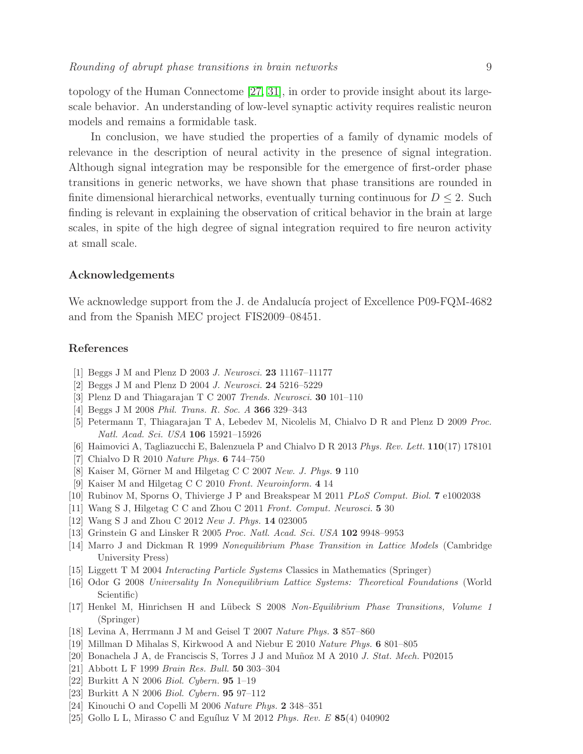topology of the Human Connectome [27, 31], in order to provide insight about its large-scale behavior. An understanding of low-level synaptic activity requires realistic neuron models and remains a formidable task.

In conclusion, we have studied the properties of a family of dynamic models of relevance in the description of neural activity in the presence of signal integration. Although signal integration may be responsible for the emergence of first-order phase transitions in generic networks, we have shown that phase transitions are rounded in finite dimensional hierarchical networks, eventually turning continuous for $D \leq 2$. Such finding is relevant in explaining the observation of critical behavior in the brain at large scales, in spite of the high degree of signal integration required to fire neuron activity at small scale.

### Acknowledgements

We acknowledge support from the J. de Andalucía project of Excellence P09-FQM-4682 and from the Spanish MEC project FIS2009–08451.

### References

[1] Beggs J M and Plenz D 2003 *J. Neurosci.* **23** 11167–11177

[2] Beggs J M and Plenz D 2004 *J. Neurosci.* **24** 5216–5229

[3] Plenz D and Thiagarajan T C 2007 *Trends. Neurosci.* **30** 101–110

[4] Beggs J M 2008 *Phil. Trans. R. Soc. A* **366** 329–343

[5] Petermann T, Thiagarajan T A, Lebedev M, Nicolelis M, Chialvo D R and Plenz D 2009 *Proc. Natl. Acad. Sci. USA* **106** 15921–15926

[6] Haimovici A, Tagliazucchi E, Balenzuela P and Chialvo D R 2013 *Phys. Rev. Lett.* **110**(17) 178101

[7] Chialvo D R 2010 *Nature Phys.* **6** 744–750

[8] Kaiser M, Görner M and Hilgetag C C 2007 *New. J. Phys.* **9** 110

[9] Kaiser M and Hilgetag C C 2010 *Front. Neuroinform.* **4** 14

[10] Rubinov M, Sporns O, Thivierge J P and Breakspear M 2011 *PLoS Comput. Biol.* **7** e1002038

[11] Wang S J, Hilgetag C C and Zhou C 2011 *Front. Comput. Neurosci.* **5** 30

[12] Wang S J and Zhou C 2012 *New J. Phys.* **14** 023005

[13] Grinstein G and Linsker R 2005 *Proc. Natl. Acad. Sci. USA* **102** 9948–9953

[14] Marro J and Dickman R 1999 *Nonequilibrium Phase Transition in Lattice Models* (Cambridge University Press)

[15] Liggett T M 2004 *Interacting Particle Systems* Classics in Mathematics (Springer)

[16] Odor G 2008 *Universality In Nonequilibrium Lattice Systems: Theoretical Foundations* (World Scientific)

[17] Henkel M, Hinrichsen H and Lübeck S 2008 *Non-Equilibrium Phase Transitions, Volume 1* (Springer)

[18] Levina A, Herrmann J M and Geisel T 2007 *Nature Phys.* **3** 857–860

[19] Millman D Mihalas S, Kirkwood A and Niebur E 2010 *Nature Phys.* **6** 801–805

[20] Bonachela J A, de Franciscis S, Torres J J and Muñoz M A 2010 *J. Stat. Mech.* P02015

[21] Abbott L F 1999 *Brain Res. Bull.* **50** 303–304

[22] Burkitt A N 2006 *Biol. Cybern.* **95** 1–19

[23] Burkitt A N 2006 *Biol. Cybern.* **95** 97–112

[24] Kinouchi O and Copelli M 2006 *Nature Phys.* **2** 348–351

[25] Gollo L L, Mirasso C and Eguíluz V M 2012 *Phys. Rev. E* **85**(4) 040902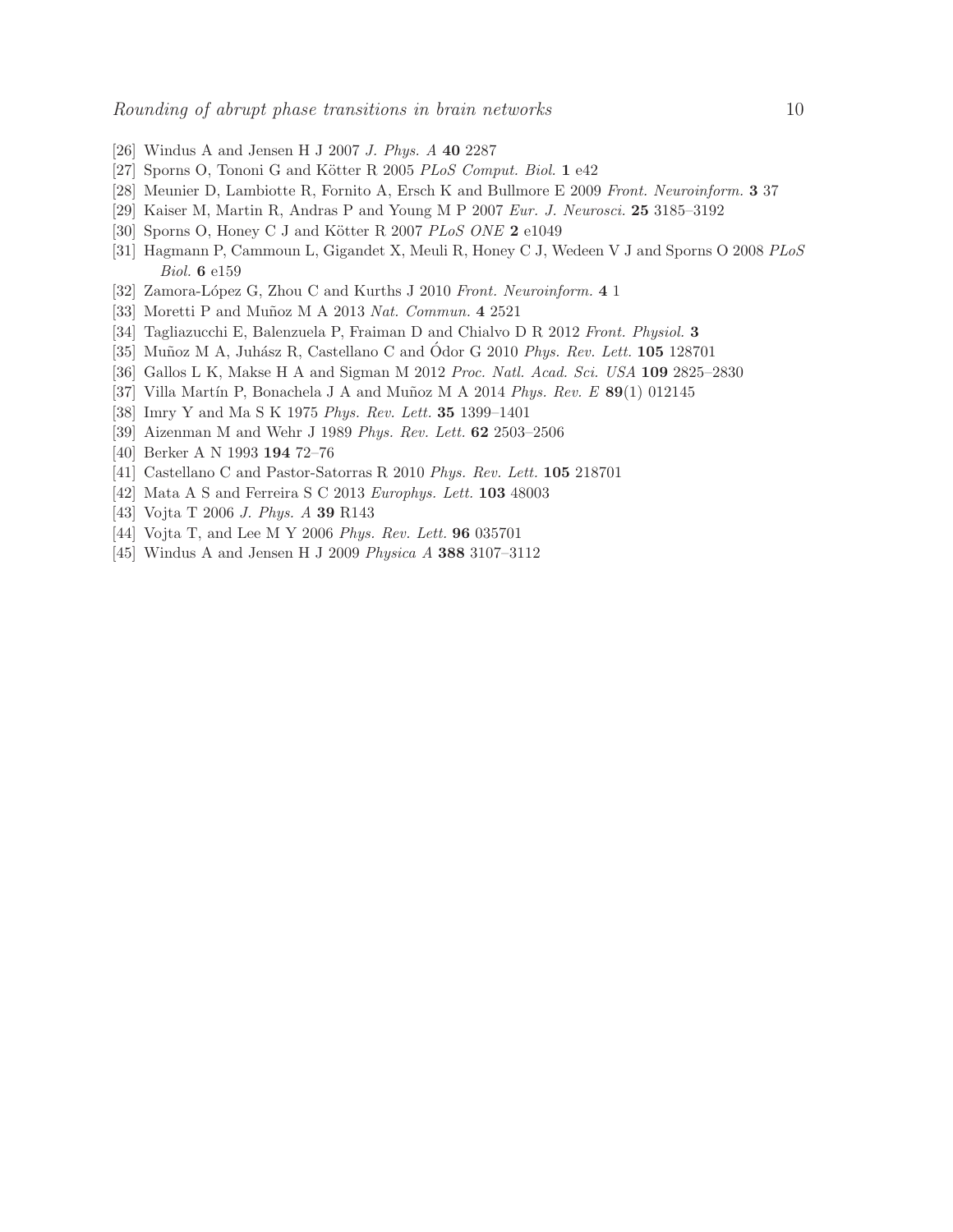[26] Windus A and Jensen H J 2007 *J. Phys. A* **40** 2287

[27] Sporns O, Tononi G and Kötter R 2005 *PLoS Comput. Biol.* **1** e42

[28] Meunier D, Lambiotte R, Fornito A, Ersch K and Bullmore E 2009 *Front. Neuroinform.* **3** 37

[29] Kaiser M, Martin R, Andras P and Young M P 2007 *Eur. J. Neurosci.* **25** 3185–3192

[30] Sporns O, Honey C J and Kötter R 2007 *PLoS ONE* **2** e1049

[31] Hagmann P, Cammoun L, Gigandet X, Meuli R, Honey C J, Wedeen V J and Sporns O 2008 *PLoS Biol.* **6** e159

[32] Zamora-López G, Zhou C and Kurths J 2010 *Front. Neuroinform.* **4** 1

[33] Moretti P and Muñoz M A 2013 *Nat. Commun.* **4** 2521

[34] Tagliazucchi E, Balenzuela P, Fraiman D and Chialvo D R 2012 *Front. Physiol.* **3**

[35] Muñoz M A, Juhász R, Castellano C and Ódor G 2010 *Phys. Rev. Lett.* **105** 128701

[36] Gallos L K, Makse H A and Sigman M 2012 *Proc. Natl. Acad. Sci. USA* **109** 2825–2830

[37] Villa Martín P, Bonachela J A and Muñoz M A 2014 *Phys. Rev. E* **89**(1) 012145

[38] Imry Y and Ma S K 1975 *Phys. Rev. Lett.* **35** 1399–1401

[39] Aizenman M and Wehr J 1989 *Phys. Rev. Lett.* **62** 2503–2506

[40] Berker A N 1993 **194** 72–76

[41] Castellano C and Pastor-Satorras R 2010 *Phys. Rev. Lett.* **105** 218701

[42] Mata A S and Ferreira S C 2013 *Europhys. Lett.* **103** 48003

[43] Vojta T 2006 *J. Phys. A* **39** R143

[44] Vojta T, and Lee M Y 2006 *Phys. Rev. Lett.* **96** 035701

[45] Windus A and Jensen H J 2009 *Physica A* **388** 3107–3112